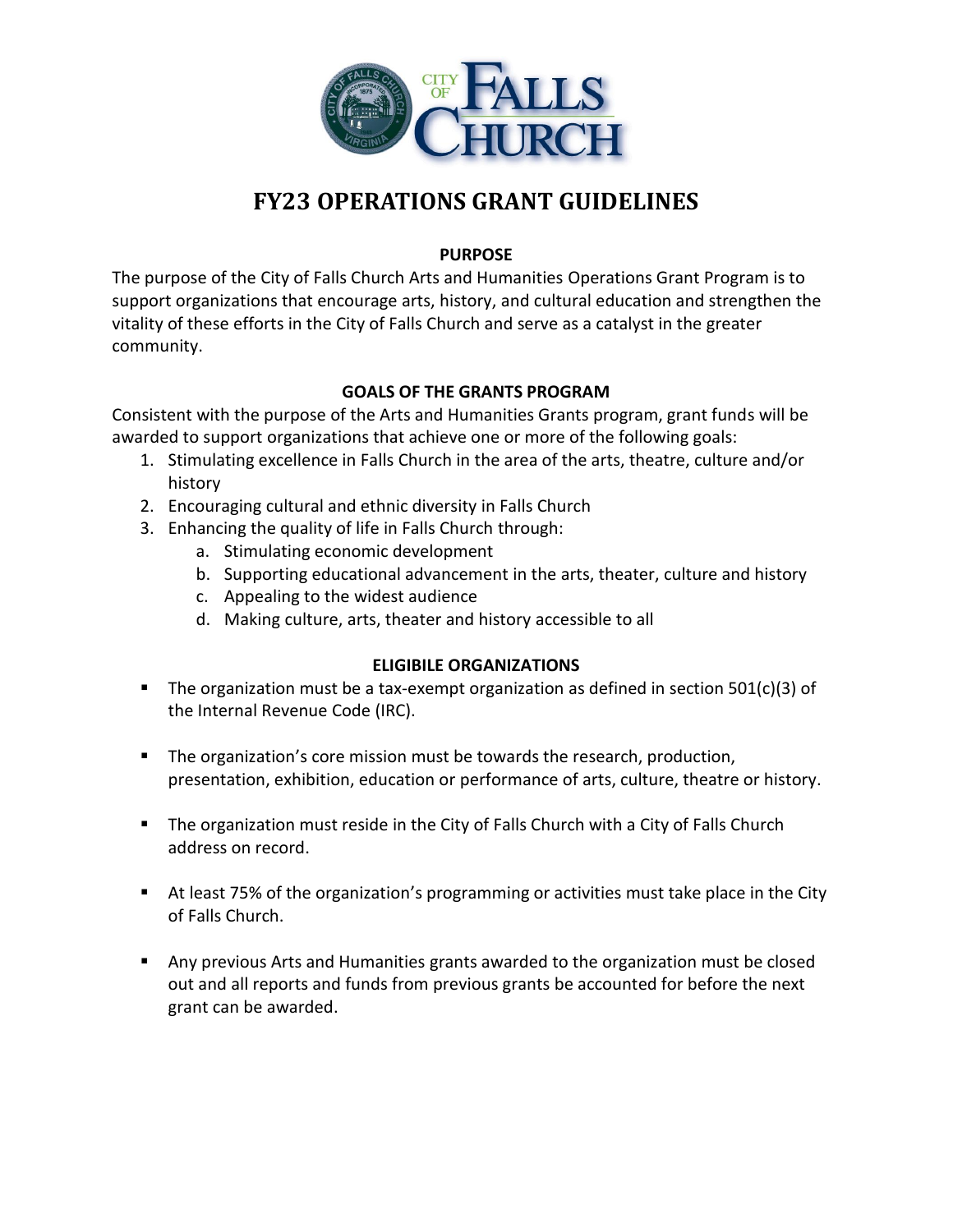# FY23 OPERATIONS GRANT GUIDELINES

## PURPOSE

The purpose of the City of Falls Church Arts and Humanities Operations Grant Program is to support organizations that encourage arts, history, and cultural education and strengthen the vitality of these efforts in the City of Falls Church and serve as a catalyst in the greater community.

## GOALS OF THE GRANTS PROGRAM

Consistent with the purpose of the Arts and Humanities Grants program, grant funds will be awarded to support organizations that achieve one or more of the following goals:

1. Stimulating excellence in Falls Church in the area of the arts, theatre, culture and/or history
2. Encouraging cultural and ethnic diversity in Falls Church
3. Enhancing the quality of life in Falls Church through:
   a. Stimulating economic development
   b. Supporting educational advancement in the arts, theater, culture and history
   c. Appealing to the widest audience
   d. Making culture, arts, theater and history accessible to all

## ELIGIBILE ORGANIZATIONS

- The organization must be a tax-exempt organization as defined in section 501(c)(3) of the Internal Revenue Code (IRC).
- The organization's core mission must be towards the research, production, presentation, exhibition, education or performance of arts, culture, theatre or history.
- The organization must reside in the City of Falls Church with a City of Falls Church address on record.
- At least 75% of the organization's programming or activities must take place in the City of Falls Church.
- Any previous Arts and Humanities grants awarded to the organization must be closed out and all reports and funds from previous grants be accounted for before the next grant can be awarded.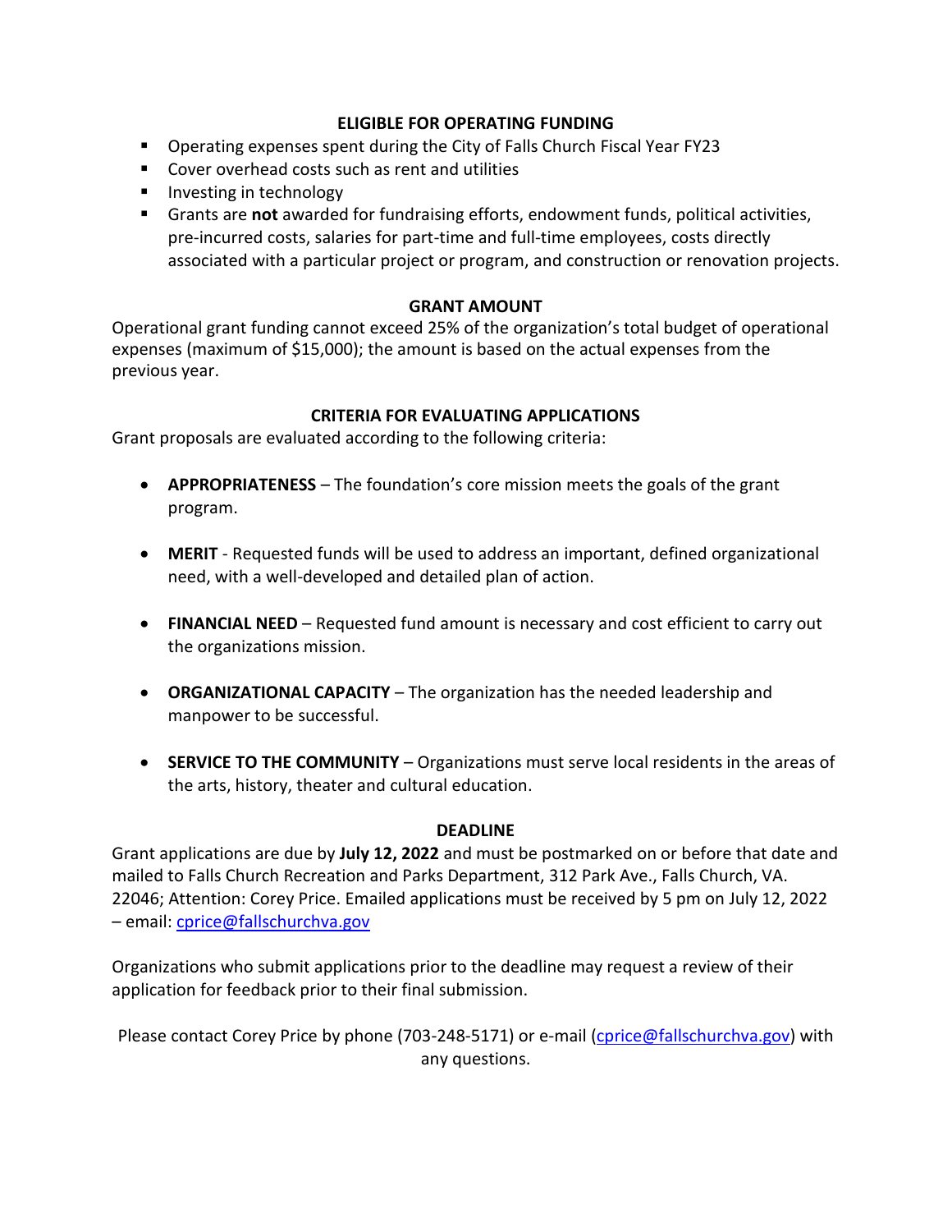## ELIGIBLE FOR OPERATING FUNDING

- Operating expenses spent during the City of Falls Church Fiscal Year FY23
- Cover overhead costs such as rent and utilities
- Investing in technology
- Grants are **not** awarded for fundraising efforts, endowment funds, political activities, pre-incurred costs, salaries for part-time and full-time employees, costs directly associated with a particular project or program, and construction or renovation projects.

## GRANT AMOUNT

Operational grant funding cannot exceed 25% of the organization's total budget of operational expenses (maximum of $15,000); the amount is based on the actual expenses from the previous year.

## CRITERIA FOR EVALUATING APPLICATIONS

Grant proposals are evaluated according to the following criteria:

- **APPROPRIATENESS** – The foundation's core mission meets the goals of the grant program.
- **MERIT** - Requested funds will be used to address an important, defined organizational need, with a well-developed and detailed plan of action.
- **FINANCIAL NEED** – Requested fund amount is necessary and cost efficient to carry out the organizations mission.
- **ORGANIZATIONAL CAPACITY** – The organization has the needed leadership and manpower to be successful.
- **SERVICE TO THE COMMUNITY** – Organizations must serve local residents in the areas of the arts, history, theater and cultural education.

## DEADLINE

Grant applications are due by **July 12, 2022** and must be postmarked on or before that date and mailed to Falls Church Recreation and Parks Department, 312 Park Ave., Falls Church, VA. 22046; Attention: Corey Price. Emailed applications must be received by 5 pm on July 12, 2022 – email: cprice@fallschurchva.gov

Organizations who submit applications prior to the deadline may request a review of their application for feedback prior to their final submission.

Please contact Corey Price by phone (703-248-5171) or e-mail (cprice@fallschurchva.gov) with any questions.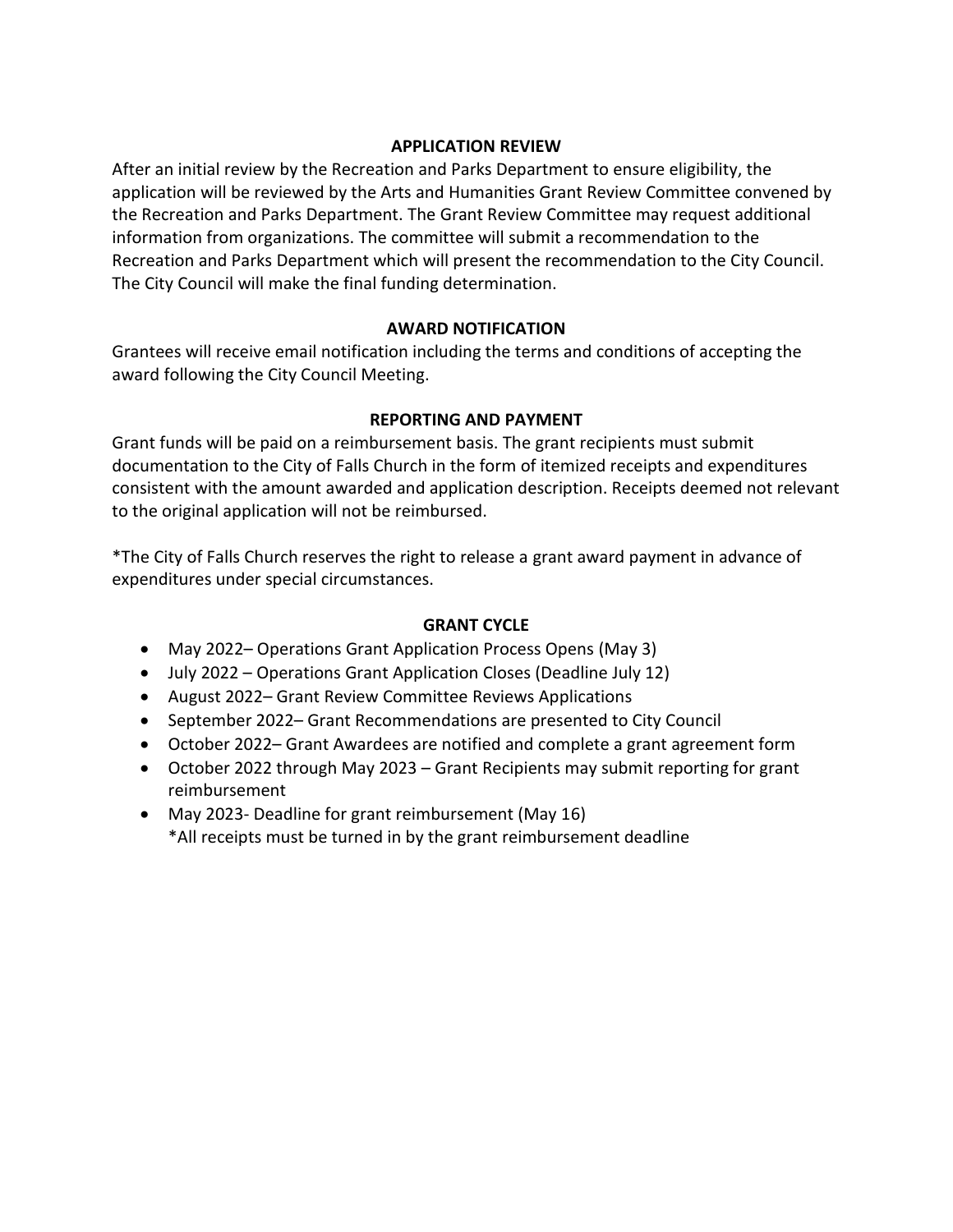## APPLICATION REVIEW

After an initial review by the Recreation and Parks Department to ensure eligibility, the application will be reviewed by the Arts and Humanities Grant Review Committee convened by the Recreation and Parks Department. The Grant Review Committee may request additional information from organizations. The committee will submit a recommendation to the Recreation and Parks Department which will present the recommendation to the City Council. The City Council will make the final funding determination.

## AWARD NOTIFICATION

Grantees will receive email notification including the terms and conditions of accepting the award following the City Council Meeting.

## REPORTING AND PAYMENT

Grant funds will be paid on a reimbursement basis. The grant recipients must submit documentation to the City of Falls Church in the form of itemized receipts and expenditures consistent with the amount awarded and application description. Receipts deemed not relevant to the original application will not be reimbursed.

*The City of Falls Church reserves the right to release a grant award payment in advance of expenditures under special circumstances.

## GRANT CYCLE

- May 2022– Operations Grant Application Process Opens (May 3)
- July 2022 – Operations Grant Application Closes (Deadline July 12)
- August 2022– Grant Review Committee Reviews Applications
- September 2022– Grant Recommendations are presented to City Council
- October 2022– Grant Awardees are notified and complete a grant agreement form
- October 2022 through May 2023 – Grant Recipients may submit reporting for grant reimbursement
- May 2023- Deadline for grant reimbursement (May 16)
  *All receipts must be turned in by the grant reimbursement deadline